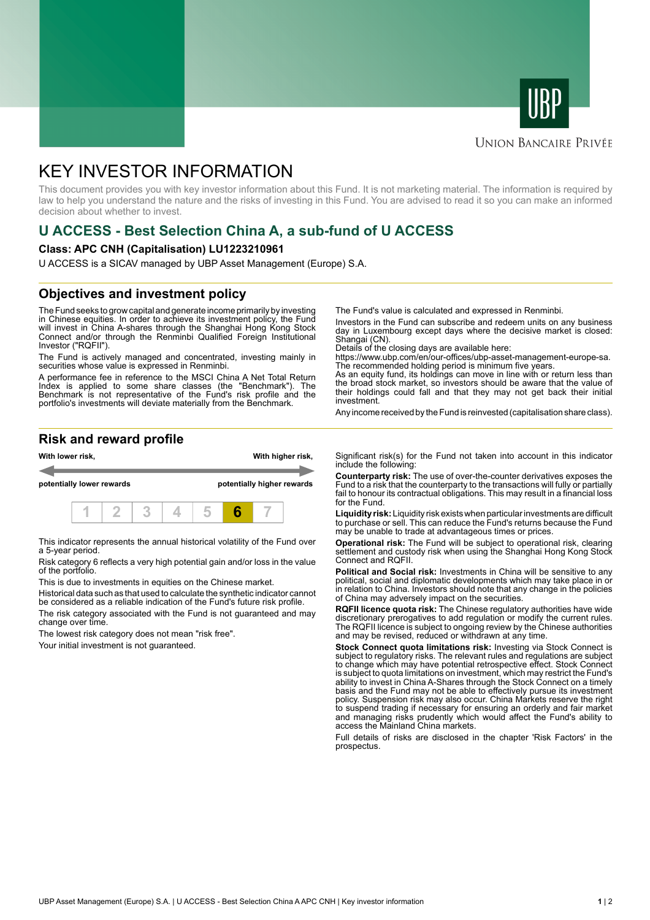# KEY INVESTOR INFORMATION

This document provides you with key investor information about this Fund. It is not marketing material. The information is required by law to help you understand the nature and the risks of investing in this Fund. You are advised to read it so you can make an informed decision about whether to invest.

## U ACCESS - Best Selection China A, a sub-fund of U ACCESS

**Class: APC CNH (Capitalisation) LU1223210961**

U ACCESS is a SICAV managed by UBP Asset Management (Europe) S.A.

## Objectives and investment policy

The Fund seeks to grow capital and generate income primarily by investing in Chinese equities. In order to achieve its investment policy, the Fund will invest in China A-shares through the Shanghai Hong Kong Stock Connect and/or through the Renminbi Qualified Foreign Institutional Investor ("RQFII").

The Fund is actively managed and concentrated, investing mainly in securities whose value is expressed in Renminbi.

A performance fee in reference to the MSCI China A Net Total Return Index is applied to some share classes (the "Benchmark"). The Benchmark is not representative of the Fund's risk profile and the portfolio's investments will deviate materially from the Benchmark.

The Fund's value is calculated and expressed in Renminbi.

Investors in the Fund can subscribe and redeem units on any business day in Luxembourg except days where the decisive market is closed: Shangai (CN).
Details of the closing days are available here: https://www.ubp.com/en/our-offices/ubp-asset-management-europe-sa.
The recommended holding period is minimum five years.
As an equity fund, its holdings can move in line with or return less than the broad stock market, so investors should be aware that the value of their holdings could fall and that they may not get back their initial investment.

Any income received by the Fund is reinvested (capitalisation share class).

## Risk and reward profile

**With lower risk,** **potentially lower rewards** — **With higher risk,** **potentially higher rewards**

| 1 | 2 | 3 | 4 | 5 | **6** | 7 |
|---|---|---|---|---|---|---|

This indicator represents the annual historical volatility of the Fund over a 5-year period.

Risk category 6 reflects a very high potential gain and/or loss in the value of the portfolio.

This is due to investments in equities on the Chinese market.

Historical data such as that used to calculate the synthetic indicator cannot be considered as a reliable indication of the Fund's future risk profile.

The risk category associated with the Fund is not guaranteed and may change over time.

The lowest risk category does not mean "risk free".

Your initial investment is not guaranteed.

Significant risk(s) for the Fund not taken into account in this indicator include the following:

**Counterparty risk:** The use of over-the-counter derivatives exposes the Fund to a risk that the counterparty to the transactions will fully or partially fail to honour its contractual obligations. This may result in a financial loss for the Fund.

**Liquidity risk:** Liquidity risk exists when particular investments are difficult to purchase or sell. This can reduce the Fund's returns because the Fund may be unable to trade at advantageous times or prices.

**Operational risk:** The Fund will be subject to operational risk, clearing settlement and custody risk when using the Shanghai Hong Kong Stock Connect and RQFII.

**Political and Social risk:** Investments in China will be sensitive to any political, social and diplomatic developments which may take place in or in relation to China. Investors should note that any change in the policies of China may adversely impact on the securities.

**RQFII licence quota risk:** The Chinese regulatory authorities have wide discretionary prerogatives to add regulation or modify the current rules. The RQFII licence is subject to ongoing review by the Chinese authorities and may be revised, reduced or withdrawn at any time.

**Stock Connect quota limitations risk:** Investing via Stock Connect is subject to regulatory risks. The relevant rules and regulations are subject to change which may have potential retrospective effect. Stock Connect is subject to quota limitations on investment, which may restrict the Fund's ability to invest in China A-Shares through the Stock Connect on a timely basis and the Fund may not be able to effectively pursue its investment policy. Suspension risk may also occur. China Markets reserve the right to suspend trading if necessary for ensuring an orderly and fair market and managing risks prudently which would affect the Fund's ability to access the Mainland China markets.

Full details of risks are disclosed in the chapter 'Risk Factors' in the prospectus.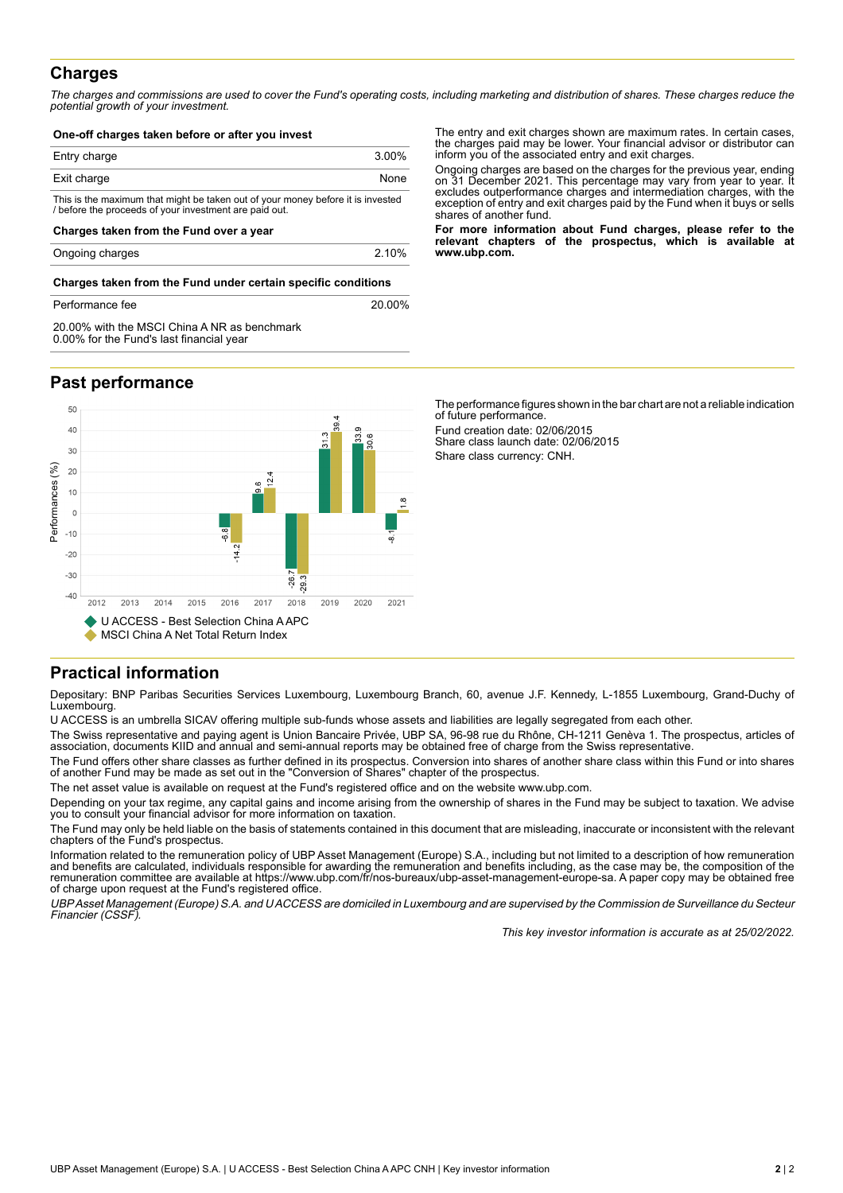## Charges

*The charges and commissions are used to cover the Fund's operating costs, including marketing and distribution of shares. These charges reduce the potential growth of your investment.*

| One-off charges taken before or after you invest | |
|---|---|
| Entry charge | 3.00% |
| Exit charge | None |

This is the maximum that might be taken out of your money before it is invested / before the proceeds of your investment are paid out.

| Charges taken from the Fund over a year | |
|---|---|
| Ongoing charges | 2.10% |

| Charges taken from the Fund under certain specific conditions | |
|---|---|
| Performance fee | 20.00% |

20.00% with the MSCI China A NR as benchmark
0.00% for the Fund's last financial year

The entry and exit charges shown are maximum rates. In certain cases, the charges paid may be lower. Your financial advisor or distributor can inform you of the associated entry and exit charges.

Ongoing charges are based on the charges for the previous year, ending on 31 December 2021. This percentage may vary from year to year. It excludes outperformance charges and intermediation charges, with the exception of entry and exit charges paid by the Fund when it buys or sells shares of another fund.

**For more information about Fund charges, please refer to the relevant chapters of the prospectus, which is available at www.ubp.com.**

## Past performance

Performances (%)
50
40
30
20
10
0
-10
-20
-30
-40
2012 2013 2014 2015 2016 2017 2018 2019 2020 2021
-6.8 -14.2 9.6 12.4 -26.7 -29.3 31.3 39.4 33.9 30.6 -8.1 1.8

U ACCESS - Best Selection China A APC
MSCI China A Net Total Return Index

The performance figures shown in the bar chart are not a reliable indication of future performance.

Fund creation date: 02/06/2015
Share class launch date: 02/06/2015
Share class currency: CNH.

## Practical information

Depositary: BNP Paribas Securities Services Luxembourg, Luxembourg Branch, 60, avenue J.F. Kennedy, L-1855 Luxembourg, Grand-Duchy of Luxembourg.

U ACCESS is an umbrella SICAV offering multiple sub-funds whose assets and liabilities are legally segregated from each other.

The Swiss representative and paying agent is Union Bancaire Privée, UBP SA, 96-98 rue du Rhône, CH-1211 Genèva 1. The prospectus, articles of association, documents KIID and annual and semi-annual reports may be obtained free of charge from the Swiss representative.

The Fund offers other share classes as further defined in its prospectus. Conversion into shares of another share class within this Fund or into shares of another Fund may be made as set out in the "Conversion of Shares" chapter of the prospectus.

The net asset value is available on request at the Fund's registered office and on the website www.ubp.com.

Depending on your tax regime, any capital gains and income arising from the ownership of shares in the Fund may be subject to taxation. We advise you to consult your financial advisor for more information on taxation.

The Fund may only be held liable on the basis of statements contained in this document that are misleading, inaccurate or inconsistent with the relevant chapters of the Fund's prospectus.

Information related to the remuneration policy of UBP Asset Management (Europe) S.A., including but not limited to a description of how remuneration and benefits are calculated, individuals responsible for awarding the remuneration and benefits including, as the case may be, the composition of the remuneration committee are available at https://www.ubp.com/fr/nos-bureaux/ubp-asset-management-europe-sa. A paper copy may be obtained free of charge upon request at the Fund's registered office.

*UBP Asset Management (Europe) S.A. and U ACCESS are domiciled in Luxembourg and are supervised by the Commission de Surveillance du Secteur Financier (CSSF).*

*This key investor information is accurate as at 25/02/2022.*